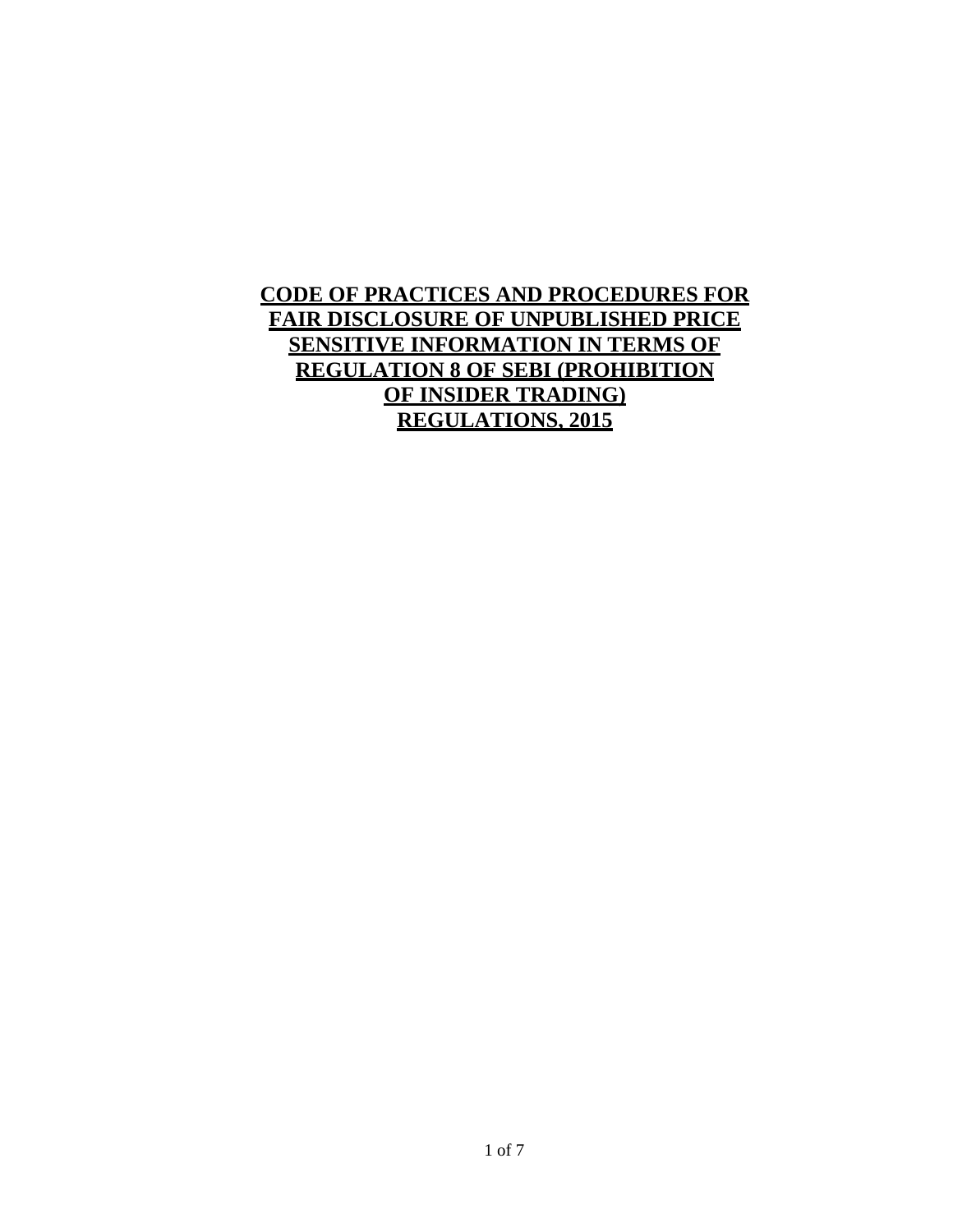# **CODE OF PRACTICES AND PROCEDURES FOR FAIR DISCLOSURE OF UNPUBLISHED PRICE SENSITIVE INFORMATION IN TERMS OF REGULATION 8 OF SEBI (PROHIBITION OF INSIDER TRADING) REGULATIONS, 2015**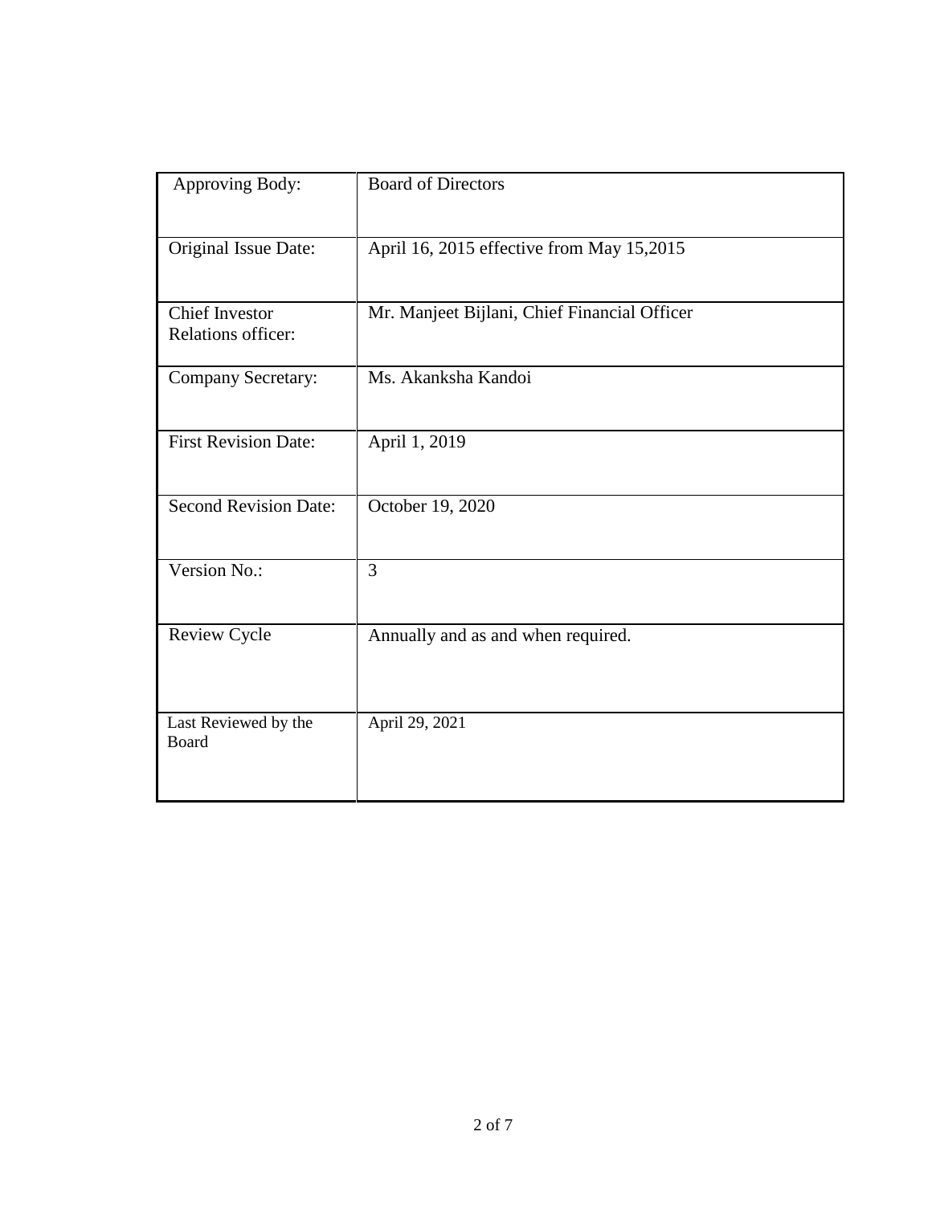| Approving Body: | Board of Directors |
|---|---|
| Original Issue Date: | April 16, 2015 effective from May 15,2015 |
| Chief Investor Relations officer: | Mr. Manjeet Bijlani, Chief Financial Officer |
| Company Secretary: | Ms. Akanksha Kandoi |
| First Revision Date: | April 1, 2019 |
| Second Revision Date: | October 19, 2020 |
| Version No.: | 3 |
| Review Cycle | Annually and as and when required. |
| Last Reviewed by the Board | April 29, 2021 |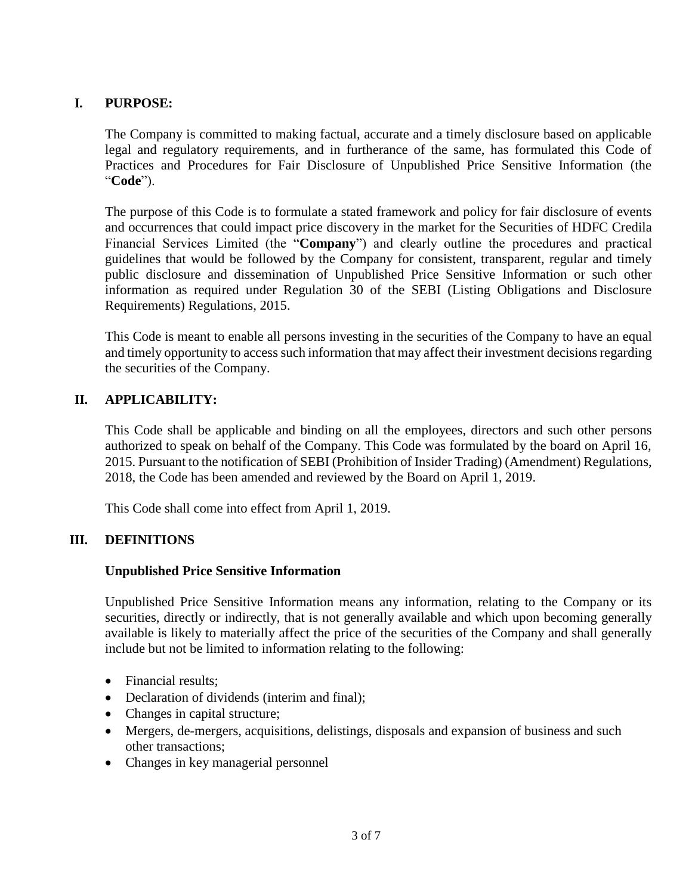## I. PURPOSE:

The Company is committed to making factual, accurate and a timely disclosure based on applicable legal and regulatory requirements, and in furtherance of the same, has formulated this Code of Practices and Procedures for Fair Disclosure of Unpublished Price Sensitive Information (the "**Code**").

The purpose of this Code is to formulate a stated framework and policy for fair disclosure of events and occurrences that could impact price discovery in the market for the Securities of HDFC Credila Financial Services Limited (the "**Company**") and clearly outline the procedures and practical guidelines that would be followed by the Company for consistent, transparent, regular and timely public disclosure and dissemination of Unpublished Price Sensitive Information or such other information as required under Regulation 30 of the SEBI (Listing Obligations and Disclosure Requirements) Regulations, 2015.

This Code is meant to enable all persons investing in the securities of the Company to have an equal and timely opportunity to access such information that may affect their investment decisions regarding the securities of the Company.

## II. APPLICABILITY:

This Code shall be applicable and binding on all the employees, directors and such other persons authorized to speak on behalf of the Company. This Code was formulated by the board on April 16, 2015. Pursuant to the notification of SEBI (Prohibition of Insider Trading) (Amendment) Regulations, 2018, the Code has been amended and reviewed by the Board on April 1, 2019.

This Code shall come into effect from April 1, 2019.

## III. DEFINITIONS

### Unpublished Price Sensitive Information

Unpublished Price Sensitive Information means any information, relating to the Company or its securities, directly or indirectly, that is not generally available and which upon becoming generally available is likely to materially affect the price of the securities of the Company and shall generally include but not be limited to information relating to the following:

- Financial results;
- Declaration of dividends (interim and final);
- Changes in capital structure;
- Mergers, de-mergers, acquisitions, delistings, disposals and expansion of business and such other transactions;
- Changes in key managerial personnel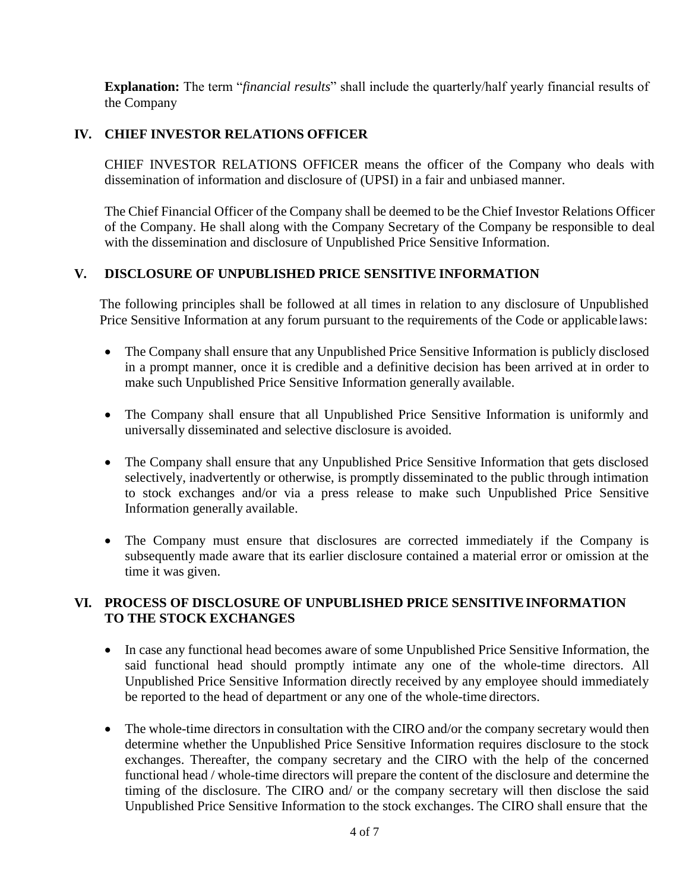**Explanation:** The term "*financial results*" shall include the quarterly/half yearly financial results of the Company

## IV. CHIEF INVESTOR RELATIONS OFFICER

CHIEF INVESTOR RELATIONS OFFICER means the officer of the Company who deals with dissemination of information and disclosure of (UPSI) in a fair and unbiased manner.

The Chief Financial Officer of the Company shall be deemed to be the Chief Investor Relations Officer of the Company. He shall along with the Company Secretary of the Company be responsible to deal with the dissemination and disclosure of Unpublished Price Sensitive Information.

## V. DISCLOSURE OF UNPUBLISHED PRICE SENSITIVE INFORMATION

The following principles shall be followed at all times in relation to any disclosure of Unpublished Price Sensitive Information at any forum pursuant to the requirements of the Code or applicable laws:

- The Company shall ensure that any Unpublished Price Sensitive Information is publicly disclosed in a prompt manner, once it is credible and a definitive decision has been arrived at in order to make such Unpublished Price Sensitive Information generally available.
- The Company shall ensure that all Unpublished Price Sensitive Information is uniformly and universally disseminated and selective disclosure is avoided.
- The Company shall ensure that any Unpublished Price Sensitive Information that gets disclosed selectively, inadvertently or otherwise, is promptly disseminated to the public through intimation to stock exchanges and/or via a press release to make such Unpublished Price Sensitive Information generally available.
- The Company must ensure that disclosures are corrected immediately if the Company is subsequently made aware that its earlier disclosure contained a material error or omission at the time it was given.

## VI. PROCESS OF DISCLOSURE OF UNPUBLISHED PRICE SENSITIVE INFORMATION TO THE STOCK EXCHANGES

- In case any functional head becomes aware of some Unpublished Price Sensitive Information, the said functional head should promptly intimate any one of the whole-time directors. All Unpublished Price Sensitive Information directly received by any employee should immediately be reported to the head of department or any one of the whole-time directors.
- The whole-time directors in consultation with the CIRO and/or the company secretary would then determine whether the Unpublished Price Sensitive Information requires disclosure to the stock exchanges. Thereafter, the company secretary and the CIRO with the help of the concerned functional head / whole-time directors will prepare the content of the disclosure and determine the timing of the disclosure. The CIRO and/ or the company secretary will then disclose the said Unpublished Price Sensitive Information to the stock exchanges. The CIRO shall ensure that the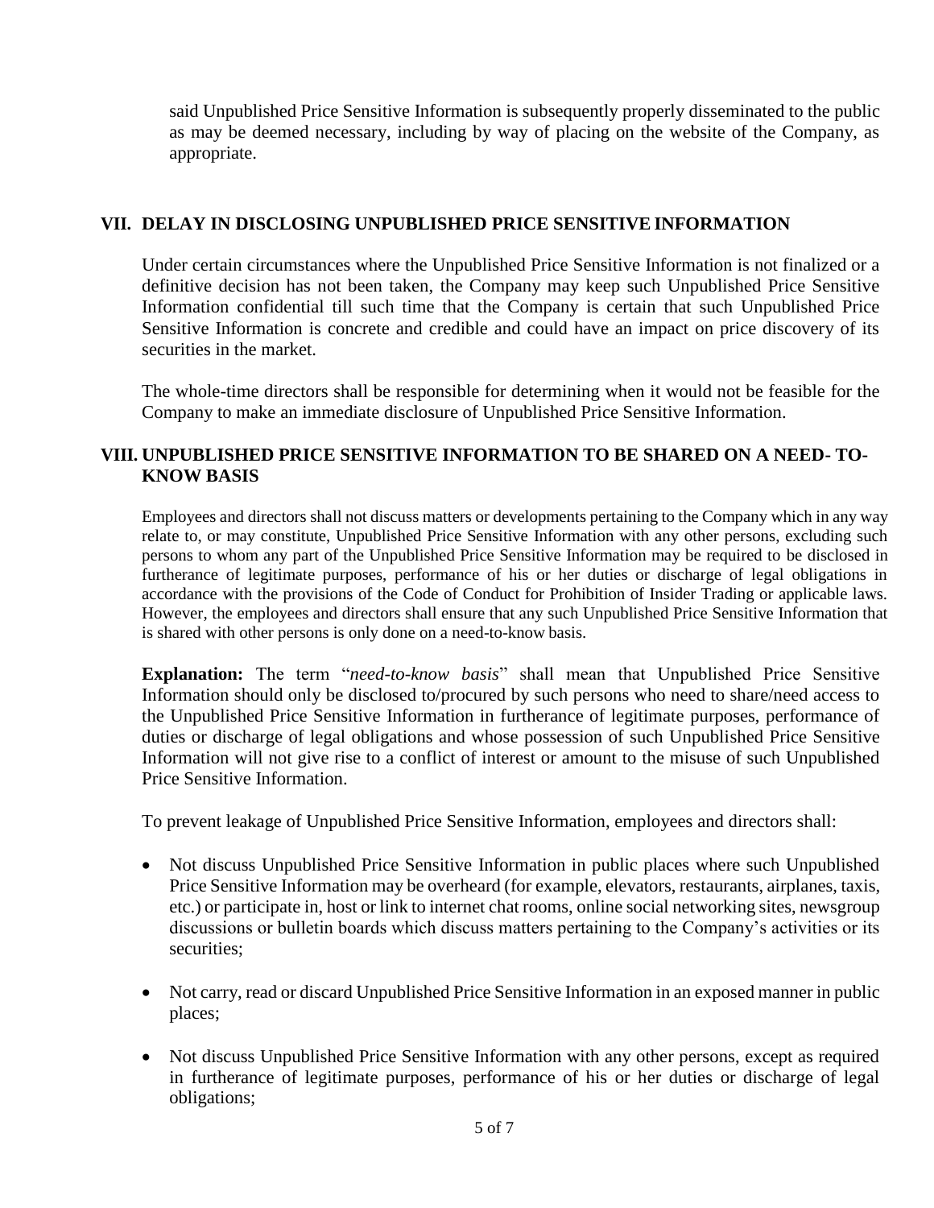said Unpublished Price Sensitive Information is subsequently properly disseminated to the public as may be deemed necessary, including by way of placing on the website of the Company, as appropriate.

## VII. DELAY IN DISCLOSING UNPUBLISHED PRICE SENSITIVE INFORMATION

Under certain circumstances where the Unpublished Price Sensitive Information is not finalized or a definitive decision has not been taken, the Company may keep such Unpublished Price Sensitive Information confidential till such time that the Company is certain that such Unpublished Price Sensitive Information is concrete and credible and could have an impact on price discovery of its securities in the market.

The whole-time directors shall be responsible for determining when it would not be feasible for the Company to make an immediate disclosure of Unpublished Price Sensitive Information.

## VIII. UNPUBLISHED PRICE SENSITIVE INFORMATION TO BE SHARED ON A NEED- TO-KNOW BASIS

Employees and directors shall not discuss matters or developments pertaining to the Company which in any way relate to, or may constitute, Unpublished Price Sensitive Information with any other persons, excluding such persons to whom any part of the Unpublished Price Sensitive Information may be required to be disclosed in furtherance of legitimate purposes, performance of his or her duties or discharge of legal obligations in accordance with the provisions of the Code of Conduct for Prohibition of Insider Trading or applicable laws. However, the employees and directors shall ensure that any such Unpublished Price Sensitive Information that is shared with other persons is only done on a need-to-know basis.

**Explanation:** The term "*need-to-know basis*" shall mean that Unpublished Price Sensitive Information should only be disclosed to/procured by such persons who need to share/need access to the Unpublished Price Sensitive Information in furtherance of legitimate purposes, performance of duties or discharge of legal obligations and whose possession of such Unpublished Price Sensitive Information will not give rise to a conflict of interest or amount to the misuse of such Unpublished Price Sensitive Information.

To prevent leakage of Unpublished Price Sensitive Information, employees and directors shall:

- Not discuss Unpublished Price Sensitive Information in public places where such Unpublished Price Sensitive Information may be overheard (for example, elevators, restaurants, airplanes, taxis, etc.) or participate in, host or link to internet chat rooms, online social networking sites, newsgroup discussions or bulletin boards which discuss matters pertaining to the Company's activities or its securities;

- Not carry, read or discard Unpublished Price Sensitive Information in an exposed manner in public places;

- Not discuss Unpublished Price Sensitive Information with any other persons, except as required in furtherance of legitimate purposes, performance of his or her duties or discharge of legal obligations;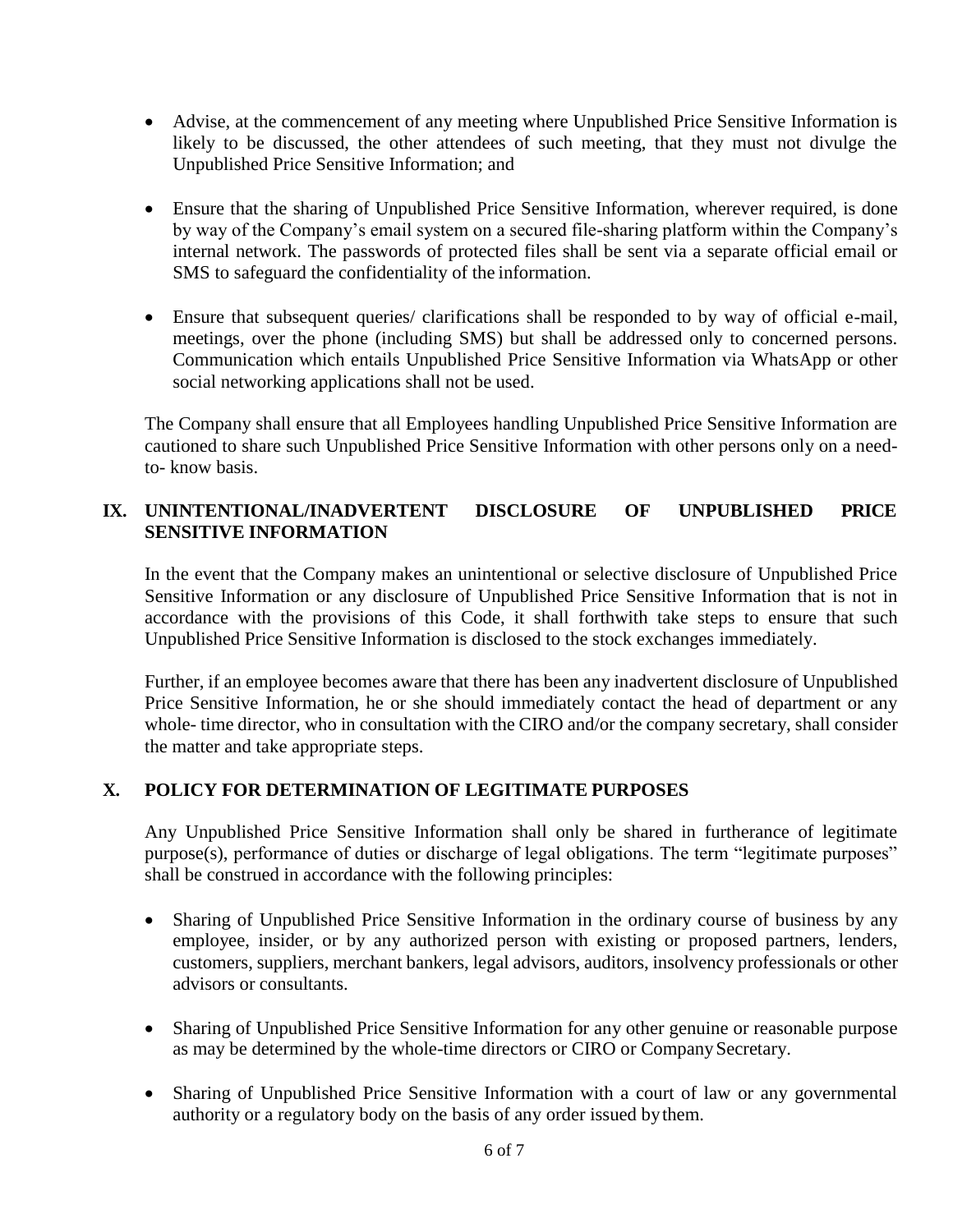- Advise, at the commencement of any meeting where Unpublished Price Sensitive Information is likely to be discussed, the other attendees of such meeting, that they must not divulge the Unpublished Price Sensitive Information; and

- Ensure that the sharing of Unpublished Price Sensitive Information, wherever required, is done by way of the Company's email system on a secured file-sharing platform within the Company's internal network. The passwords of protected files shall be sent via a separate official email or SMS to safeguard the confidentiality of the information.

- Ensure that subsequent queries/ clarifications shall be responded to by way of official e-mail, meetings, over the phone (including SMS) but shall be addressed only to concerned persons. Communication which entails Unpublished Price Sensitive Information via WhatsApp or other social networking applications shall not be used.

The Company shall ensure that all Employees handling Unpublished Price Sensitive Information are cautioned to share such Unpublished Price Sensitive Information with other persons only on a need-to- know basis.

## IX. UNINTENTIONAL/INADVERTENT DISCLOSURE OF UNPUBLISHED PRICE SENSITIVE INFORMATION

In the event that the Company makes an unintentional or selective disclosure of Unpublished Price Sensitive Information or any disclosure of Unpublished Price Sensitive Information that is not in accordance with the provisions of this Code, it shall forthwith take steps to ensure that such Unpublished Price Sensitive Information is disclosed to the stock exchanges immediately.

Further, if an employee becomes aware that there has been any inadvertent disclosure of Unpublished Price Sensitive Information, he or she should immediately contact the head of department or any whole- time director, who in consultation with the CIRO and/or the company secretary, shall consider the matter and take appropriate steps.

## X. POLICY FOR DETERMINATION OF LEGITIMATE PURPOSES

Any Unpublished Price Sensitive Information shall only be shared in furtherance of legitimate purpose(s), performance of duties or discharge of legal obligations. The term "legitimate purposes" shall be construed in accordance with the following principles:

- Sharing of Unpublished Price Sensitive Information in the ordinary course of business by any employee, insider, or by any authorized person with existing or proposed partners, lenders, customers, suppliers, merchant bankers, legal advisors, auditors, insolvency professionals or other advisors or consultants.

- Sharing of Unpublished Price Sensitive Information for any other genuine or reasonable purpose as may be determined by the whole-time directors or CIRO or Company Secretary.

- Sharing of Unpublished Price Sensitive Information with a court of law or any governmental authority or a regulatory body on the basis of any order issued by them.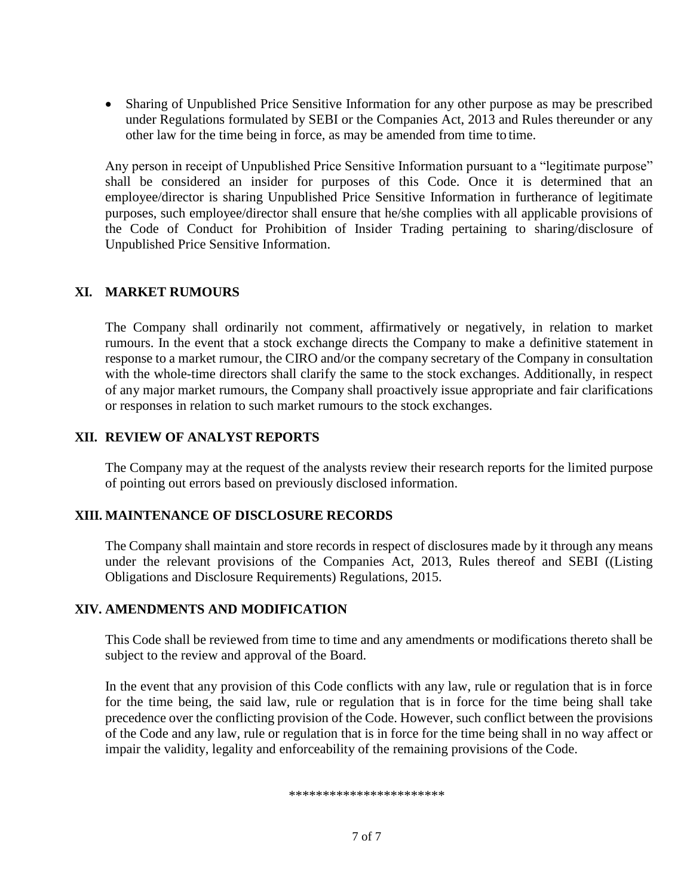- Sharing of Unpublished Price Sensitive Information for any other purpose as may be prescribed under Regulations formulated by SEBI or the Companies Act, 2013 and Rules thereunder or any other law for the time being in force, as may be amended from time to time.

Any person in receipt of Unpublished Price Sensitive Information pursuant to a "legitimate purpose" shall be considered an insider for purposes of this Code. Once it is determined that an employee/director is sharing Unpublished Price Sensitive Information in furtherance of legitimate purposes, such employee/director shall ensure that he/she complies with all applicable provisions of the Code of Conduct for Prohibition of Insider Trading pertaining to sharing/disclosure of Unpublished Price Sensitive Information.

## XI. MARKET RUMOURS

The Company shall ordinarily not comment, affirmatively or negatively, in relation to market rumours. In the event that a stock exchange directs the Company to make a definitive statement in response to a market rumour, the CIRO and/or the company secretary of the Company in consultation with the whole-time directors shall clarify the same to the stock exchanges. Additionally, in respect of any major market rumours, the Company shall proactively issue appropriate and fair clarifications or responses in relation to such market rumours to the stock exchanges.

## XII. REVIEW OF ANALYST REPORTS

The Company may at the request of the analysts review their research reports for the limited purpose of pointing out errors based on previously disclosed information.

## XIII. MAINTENANCE OF DISCLOSURE RECORDS

The Company shall maintain and store records in respect of disclosures made by it through any means under the relevant provisions of the Companies Act, 2013, Rules thereof and SEBI ((Listing Obligations and Disclosure Requirements) Regulations, 2015.

## XIV. AMENDMENTS AND MODIFICATION

This Code shall be reviewed from time to time and any amendments or modifications thereto shall be subject to the review and approval of the Board.

In the event that any provision of this Code conflicts with any law, rule or regulation that is in force for the time being, the said law, rule or regulation that is in force for the time being shall take precedence over the conflicting provision of the Code. However, such conflict between the provisions of the Code and any law, rule or regulation that is in force for the time being shall in no way affect or impair the validity, legality and enforceability of the remaining provisions of the Code.

**********************